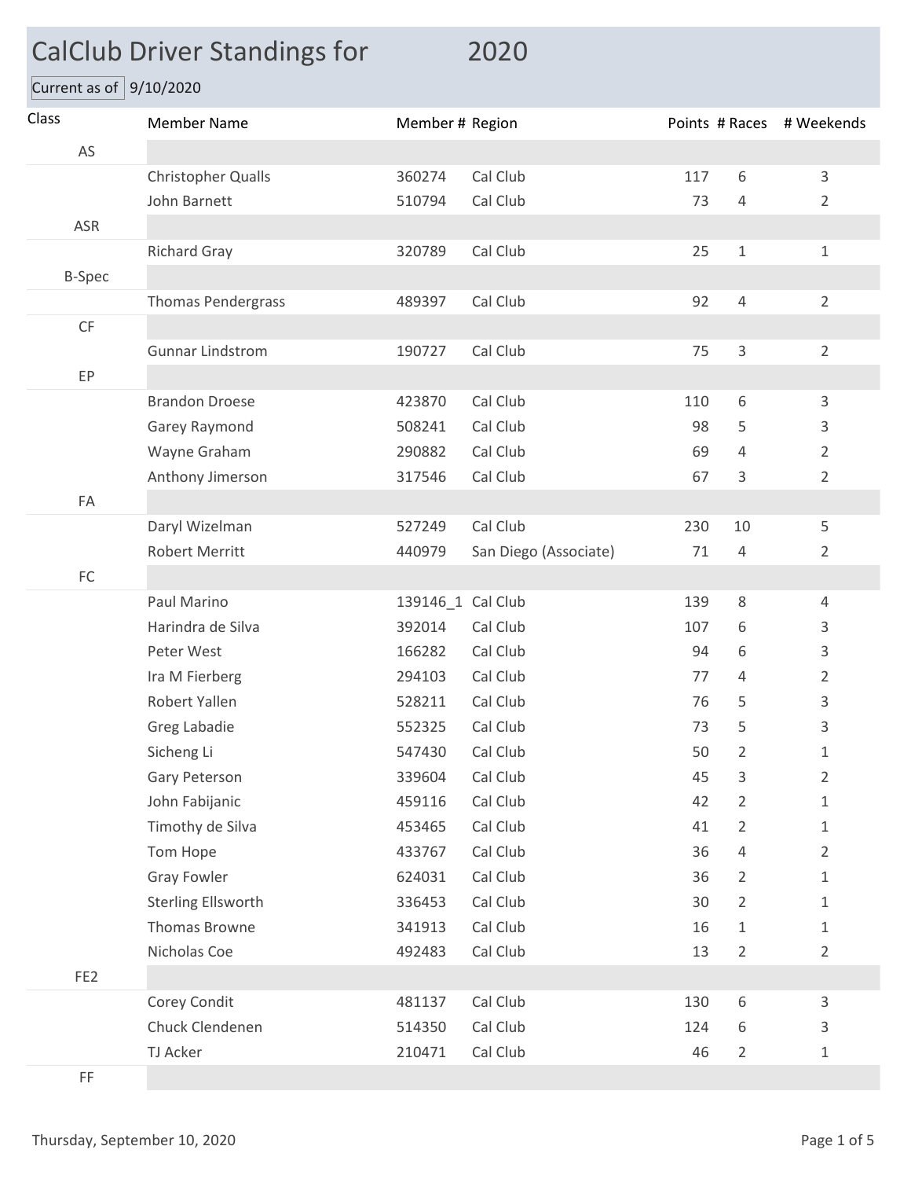# CalClub Driver Standings for 2020

Current as of 9/10/2020

| Class | Member Name | Member # | Region | Points | # Races | # Weekends |
|---|---|---|---|---|---|---|
| AS | | | | | | |
| | Christopher Qualls | 360274 | Cal Club | 117 | 6 | 3 |
| | John Barnett | 510794 | Cal Club | 73 | 4 | 2 |
| ASR | | | | | | |
| | Richard Gray | 320789 | Cal Club | 25 | 1 | 1 |
| B-Spec | | | | | | |
| | Thomas Pendergrass | 489397 | Cal Club | 92 | 4 | 2 |
| CF | | | | | | |
| | Gunnar Lindstrom | 190727 | Cal Club | 75 | 3 | 2 |
| EP | | | | | | |
| | Brandon Droese | 423870 | Cal Club | 110 | 6 | 3 |
| | Garey Raymond | 508241 | Cal Club | 98 | 5 | 3 |
| | Wayne Graham | 290882 | Cal Club | 69 | 4 | 2 |
| | Anthony Jimerson | 317546 | Cal Club | 67 | 3 | 2 |
| FA | | | | | | |
| | Daryl Wizelman | 527249 | Cal Club | 230 | 10 | 5 |
| | Robert Merritt | 440979 | San Diego (Associate) | 71 | 4 | 2 |
| FC | | | | | | |
| | Paul Marino | 139146_1 | Cal Club | 139 | 8 | 4 |
| | Harindra de Silva | 392014 | Cal Club | 107 | 6 | 3 |
| | Peter West | 166282 | Cal Club | 94 | 6 | 3 |
| | Ira M Fierberg | 294103 | Cal Club | 77 | 4 | 2 |
| | Robert Yallen | 528211 | Cal Club | 76 | 5 | 3 |
| | Greg Labadie | 552325 | Cal Club | 73 | 5 | 3 |
| | Sicheng Li | 547430 | Cal Club | 50 | 2 | 1 |
| | Gary Peterson | 339604 | Cal Club | 45 | 3 | 2 |
| | John Fabijanic | 459116 | Cal Club | 42 | 2 | 1 |
| | Timothy de Silva | 453465 | Cal Club | 41 | 2 | 1 |
| | Tom Hope | 433767 | Cal Club | 36 | 4 | 2 |
| | Gray Fowler | 624031 | Cal Club | 36 | 2 | 1 |
| | Sterling Ellsworth | 336453 | Cal Club | 30 | 2 | 1 |
| | Thomas Browne | 341913 | Cal Club | 16 | 1 | 1 |
| | Nicholas Coe | 492483 | Cal Club | 13 | 2 | 2 |
| FE2 | | | | | | |
| | Corey Condit | 481137 | Cal Club | 130 | 6 | 3 |
| | Chuck Clendenen | 514350 | Cal Club | 124 | 6 | 3 |
| | TJ Acker | 210471 | Cal Club | 46 | 2 | 1 |
| FF | | | | | | |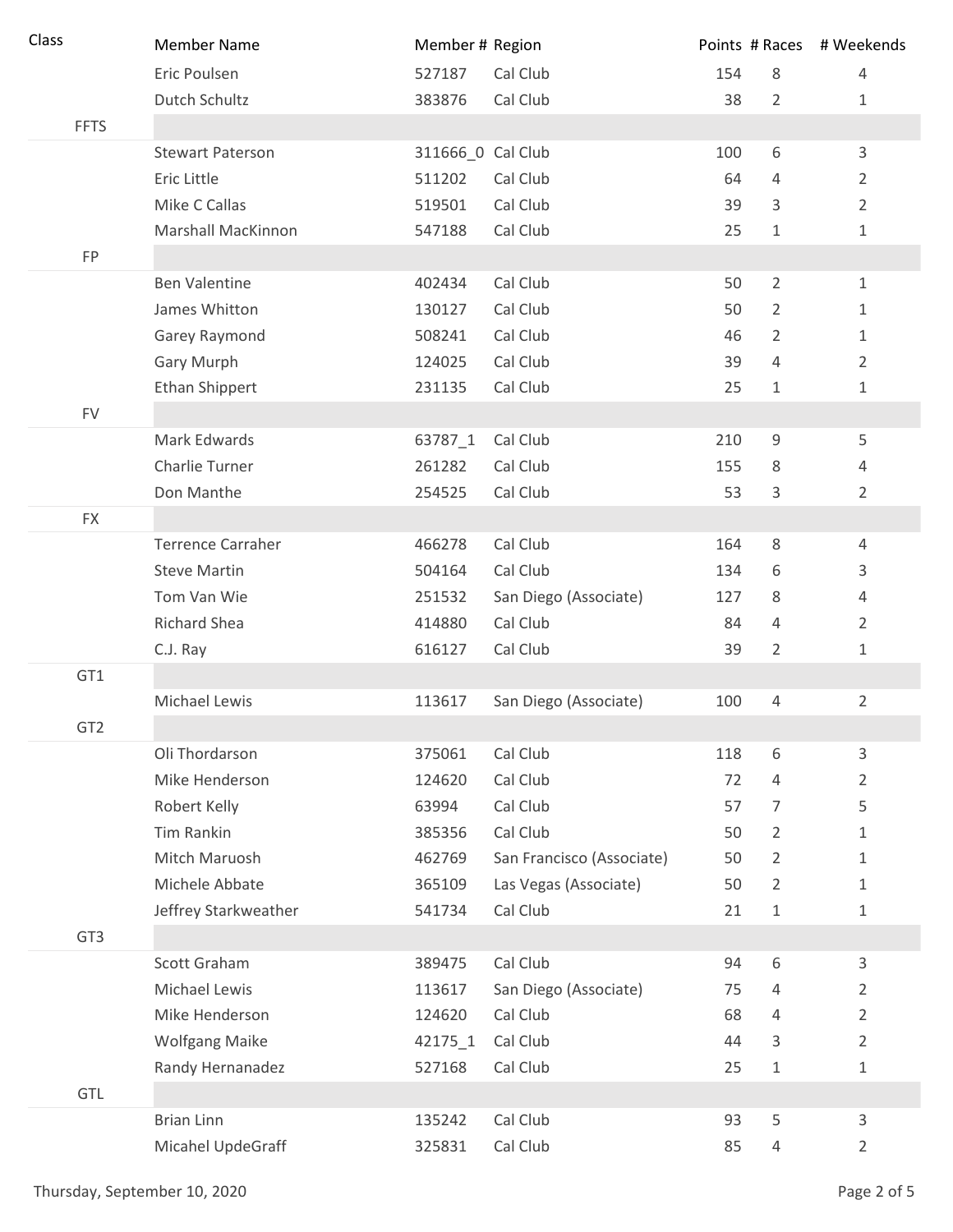| Class | Member Name | Member # | Region | Points | # Races | # Weekends |
|---|---|---|---|---|---|---|
| | Eric Poulsen | 527187 | Cal Club | 154 | 8 | 4 |
| | Dutch Schultz | 383876 | Cal Club | 38 | 2 | 1 |
| FFTS | | | | | | |
| | Stewart Paterson | 311666_0 | Cal Club | 100 | 6 | 3 |
| | Eric Little | 511202 | Cal Club | 64 | 4 | 2 |
| | Mike C Callas | 519501 | Cal Club | 39 | 3 | 2 |
| | Marshall MacKinnon | 547188 | Cal Club | 25 | 1 | 1 |
| FP | | | | | | |
| | Ben Valentine | 402434 | Cal Club | 50 | 2 | 1 |
| | James Whitton | 130127 | Cal Club | 50 | 2 | 1 |
| | Garey Raymond | 508241 | Cal Club | 46 | 2 | 1 |
| | Gary Murph | 124025 | Cal Club | 39 | 4 | 2 |
| | Ethan Shippert | 231135 | Cal Club | 25 | 1 | 1 |
| FV | | | | | | |
| | Mark Edwards | 63787_1 | Cal Club | 210 | 9 | 5 |
| | Charlie Turner | 261282 | Cal Club | 155 | 8 | 4 |
| | Don Manthe | 254525 | Cal Club | 53 | 3 | 2 |
| FX | | | | | | |
| | Terrence Carraher | 466278 | Cal Club | 164 | 8 | 4 |
| | Steve Martin | 504164 | Cal Club | 134 | 6 | 3 |
| | Tom Van Wie | 251532 | San Diego (Associate) | 127 | 8 | 4 |
| | Richard Shea | 414880 | Cal Club | 84 | 4 | 2 |
| | C.J. Ray | 616127 | Cal Club | 39 | 2 | 1 |
| GT1 | | | | | | |
| | Michael Lewis | 113617 | San Diego (Associate) | 100 | 4 | 2 |
| GT2 | | | | | | |
| | Oli Thordarson | 375061 | Cal Club | 118 | 6 | 3 |
| | Mike Henderson | 124620 | Cal Club | 72 | 4 | 2 |
| | Robert Kelly | 63994 | Cal Club | 57 | 7 | 5 |
| | Tim Rankin | 385356 | Cal Club | 50 | 2 | 1 |
| | Mitch Maruosh | 462769 | San Francisco (Associate) | 50 | 2 | 1 |
| | Michele Abbate | 365109 | Las Vegas (Associate) | 50 | 2 | 1 |
| | Jeffrey Starkweather | 541734 | Cal Club | 21 | 1 | 1 |
| GT3 | | | | | | |
| | Scott Graham | 389475 | Cal Club | 94 | 6 | 3 |
| | Michael Lewis | 113617 | San Diego (Associate) | 75 | 4 | 2 |
| | Mike Henderson | 124620 | Cal Club | 68 | 4 | 2 |
| | Wolfgang Maike | 42175_1 | Cal Club | 44 | 3 | 2 |
| | Randy Hernanadez | 527168 | Cal Club | 25 | 1 | 1 |
| GTL | | | | | | |
| | Brian Linn | 135242 | Cal Club | 93 | 5 | 3 |
| | Micahel UpdeGraff | 325831 | Cal Club | 85 | 4 | 2 |

Thursday, September 10, 2020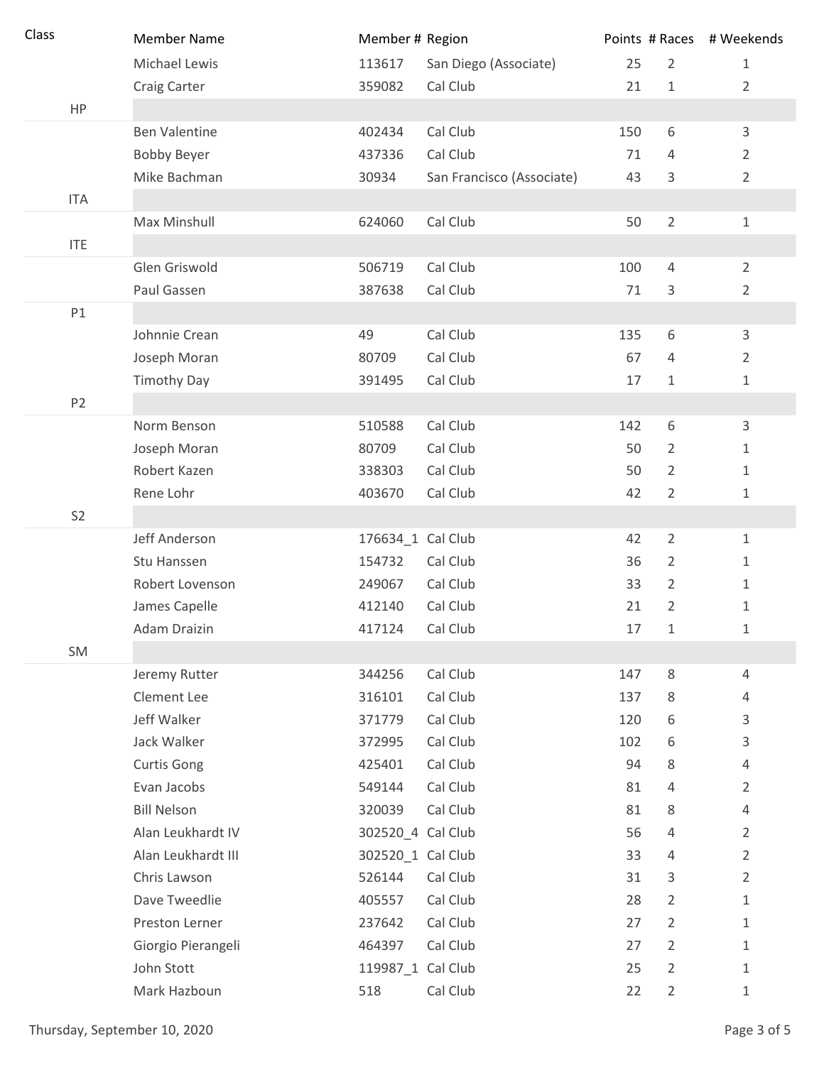| Class | Member Name | Member # | Region | Points | # Races | # Weekends |
|---|---|---|---|---|---|---|
| | Michael Lewis | 113617 | San Diego (Associate) | 25 | 2 | 1 |
| | Craig Carter | 359082 | Cal Club | 21 | 1 | 2 |
| HP | | | | | | |
| | Ben Valentine | 402434 | Cal Club | 150 | 6 | 3 |
| | Bobby Beyer | 437336 | Cal Club | 71 | 4 | 2 |
| | Mike Bachman | 30934 | San Francisco (Associate) | 43 | 3 | 2 |
| ITA | | | | | | |
| | Max Minshull | 624060 | Cal Club | 50 | 2 | 1 |
| ITE | | | | | | |
| | Glen Griswold | 506719 | Cal Club | 100 | 4 | 2 |
| | Paul Gassen | 387638 | Cal Club | 71 | 3 | 2 |
| P1 | | | | | | |
| | Johnnie Crean | 49 | Cal Club | 135 | 6 | 3 |
| | Joseph Moran | 80709 | Cal Club | 67 | 4 | 2 |
| | Timothy Day | 391495 | Cal Club | 17 | 1 | 1 |
| P2 | | | | | | |
| | Norm Benson | 510588 | Cal Club | 142 | 6 | 3 |
| | Joseph Moran | 80709 | Cal Club | 50 | 2 | 1 |
| | Robert Kazen | 338303 | Cal Club | 50 | 2 | 1 |
| | Rene Lohr | 403670 | Cal Club | 42 | 2 | 1 |
| S2 | | | | | | |
| | Jeff Anderson | 176634_1 | Cal Club | 42 | 2 | 1 |
| | Stu Hanssen | 154732 | Cal Club | 36 | 2 | 1 |
| | Robert Lovenson | 249067 | Cal Club | 33 | 2 | 1 |
| | James Capelle | 412140 | Cal Club | 21 | 2 | 1 |
| | Adam Draizin | 417124 | Cal Club | 17 | 1 | 1 |
| SM | | | | | | |
| | Jeremy Rutter | 344256 | Cal Club | 147 | 8 | 4 |
| | Clement Lee | 316101 | Cal Club | 137 | 8 | 4 |
| | Jeff Walker | 371779 | Cal Club | 120 | 6 | 3 |
| | Jack Walker | 372995 | Cal Club | 102 | 6 | 3 |
| | Curtis Gong | 425401 | Cal Club | 94 | 8 | 4 |
| | Evan Jacobs | 549144 | Cal Club | 81 | 4 | 2 |
| | Bill Nelson | 320039 | Cal Club | 81 | 8 | 4 |
| | Alan Leukhardt IV | 302520_4 | Cal Club | 56 | 4 | 2 |
| | Alan Leukhardt III | 302520_1 | Cal Club | 33 | 4 | 2 |
| | Chris Lawson | 526144 | Cal Club | 31 | 3 | 2 |
| | Dave Tweedlie | 405557 | Cal Club | 28 | 2 | 1 |
| | Preston Lerner | 237642 | Cal Club | 27 | 2 | 1 |
| | Giorgio Pierangeli | 464397 | Cal Club | 27 | 2 | 1 |
| | John Stott | 119987_1 | Cal Club | 25 | 2 | 1 |
| | Mark Hazboun | 518 | Cal Club | 22 | 2 | 1 |

Thursday, September 10, 2020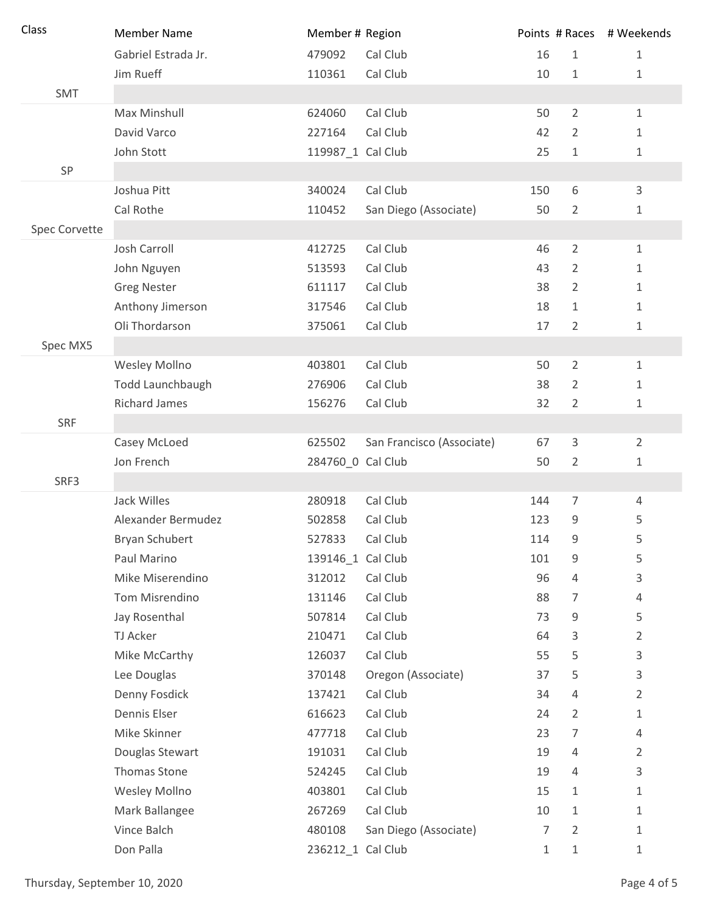| Class | Member Name | Member # | Region | Points | # Races | # Weekends |
|---|---|---|---|---|---|---|
| | Gabriel Estrada Jr. | 479092 | Cal Club | 16 | 1 | 1 |
| | Jim Rueff | 110361 | Cal Club | 10 | 1 | 1 |
| SMT | | | | | | |
| | Max Minshull | 624060 | Cal Club | 50 | 2 | 1 |
| | David Varco | 227164 | Cal Club | 42 | 2 | 1 |
| | John Stott | 119987_1 | Cal Club | 25 | 1 | 1 |
| SP | | | | | | |
| | Joshua Pitt | 340024 | Cal Club | 150 | 6 | 3 |
| | Cal Rothe | 110452 | San Diego (Associate) | 50 | 2 | 1 |
| Spec Corvette | | | | | | |
| | Josh Carroll | 412725 | Cal Club | 46 | 2 | 1 |
| | John Nguyen | 513593 | Cal Club | 43 | 2 | 1 |
| | Greg Nester | 611117 | Cal Club | 38 | 2 | 1 |
| | Anthony Jimerson | 317546 | Cal Club | 18 | 1 | 1 |
| | Oli Thordarson | 375061 | Cal Club | 17 | 2 | 1 |
| Spec MX5 | | | | | | |
| | Wesley Mollno | 403801 | Cal Club | 50 | 2 | 1 |
| | Todd Launchbaugh | 276906 | Cal Club | 38 | 2 | 1 |
| | Richard James | 156276 | Cal Club | 32 | 2 | 1 |
| SRF | | | | | | |
| | Casey McLoed | 625502 | San Francisco (Associate) | 67 | 3 | 2 |
| | Jon French | 284760_0 | Cal Club | 50 | 2 | 1 |
| SRF3 | | | | | | |
| | Jack Willes | 280918 | Cal Club | 144 | 7 | 4 |
| | Alexander Bermudez | 502858 | Cal Club | 123 | 9 | 5 |
| | Bryan Schubert | 527833 | Cal Club | 114 | 9 | 5 |
| | Paul Marino | 139146_1 | Cal Club | 101 | 9 | 5 |
| | Mike Miserendino | 312012 | Cal Club | 96 | 4 | 3 |
| | Tom Misrendino | 131146 | Cal Club | 88 | 7 | 4 |
| | Jay Rosenthal | 507814 | Cal Club | 73 | 9 | 5 |
| | TJ Acker | 210471 | Cal Club | 64 | 3 | 2 |
| | Mike McCarthy | 126037 | Cal Club | 55 | 5 | 3 |
| | Lee Douglas | 370148 | Oregon (Associate) | 37 | 5 | 3 |
| | Denny Fosdick | 137421 | Cal Club | 34 | 4 | 2 |
| | Dennis Elser | 616623 | Cal Club | 24 | 2 | 1 |
| | Mike Skinner | 477718 | Cal Club | 23 | 7 | 4 |
| | Douglas Stewart | 191031 | Cal Club | 19 | 4 | 2 |
| | Thomas Stone | 524245 | Cal Club | 19 | 4 | 3 |
| | Wesley Mollno | 403801 | Cal Club | 15 | 1 | 1 |
| | Mark Ballangee | 267269 | Cal Club | 10 | 1 | 1 |
| | Vince Balch | 480108 | San Diego (Associate) | 7 | 2 | 1 |
| | Don Palla | 236212_1 | Cal Club | 1 | 1 | 1 |

Thursday, September 10, 2020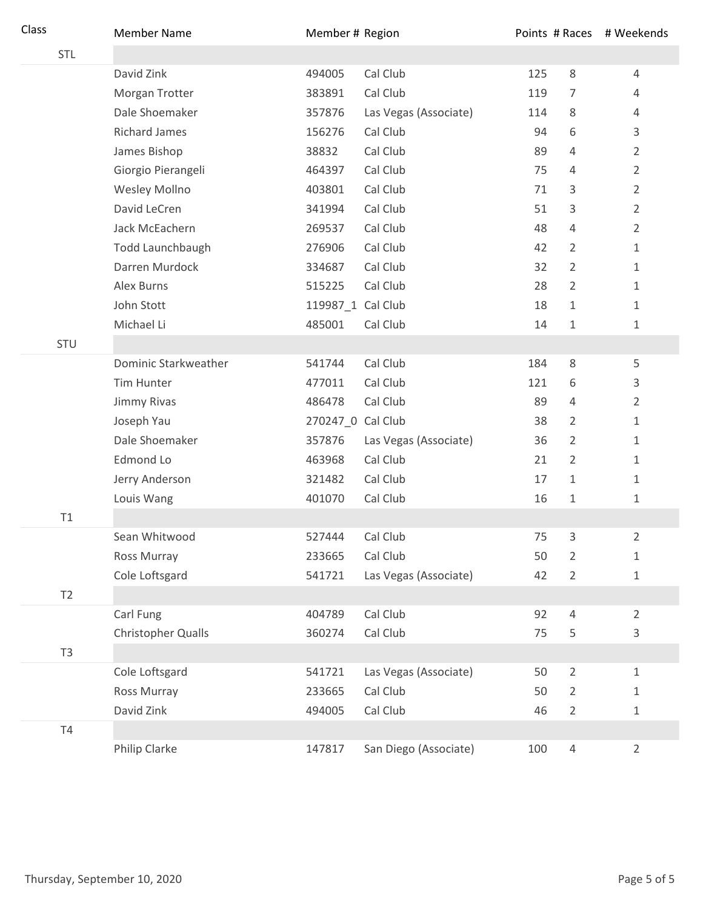| Class | Member Name | Member # | Region | Points | # Races | # Weekends |
|---|---|---|---|---|---|---|
| STL | | | | | | |
| | David Zink | 494005 | Cal Club | 125 | 8 | 4 |
| | Morgan Trotter | 383891 | Cal Club | 119 | 7 | 4 |
| | Dale Shoemaker | 357876 | Las Vegas (Associate) | 114 | 8 | 4 |
| | Richard James | 156276 | Cal Club | 94 | 6 | 3 |
| | James Bishop | 38832 | Cal Club | 89 | 4 | 2 |
| | Giorgio Pierangeli | 464397 | Cal Club | 75 | 4 | 2 |
| | Wesley Mollno | 403801 | Cal Club | 71 | 3 | 2 |
| | David LeCren | 341994 | Cal Club | 51 | 3 | 2 |
| | Jack McEachern | 269537 | Cal Club | 48 | 4 | 2 |
| | Todd Launchbaugh | 276906 | Cal Club | 42 | 2 | 1 |
| | Darren Murdock | 334687 | Cal Club | 32 | 2 | 1 |
| | Alex Burns | 515225 | Cal Club | 28 | 2 | 1 |
| | John Stott | 119987_1 | Cal Club | 18 | 1 | 1 |
| | Michael Li | 485001 | Cal Club | 14 | 1 | 1 |
| STU | | | | | | |
| | Dominic Starkweather | 541744 | Cal Club | 184 | 8 | 5 |
| | Tim Hunter | 477011 | Cal Club | 121 | 6 | 3 |
| | Jimmy Rivas | 486478 | Cal Club | 89 | 4 | 2 |
| | Joseph Yau | 270247_0 | Cal Club | 38 | 2 | 1 |
| | Dale Shoemaker | 357876 | Las Vegas (Associate) | 36 | 2 | 1 |
| | Edmond Lo | 463968 | Cal Club | 21 | 2 | 1 |
| | Jerry Anderson | 321482 | Cal Club | 17 | 1 | 1 |
| | Louis Wang | 401070 | Cal Club | 16 | 1 | 1 |
| T1 | | | | | | |
| | Sean Whitwood | 527444 | Cal Club | 75 | 3 | 2 |
| | Ross Murray | 233665 | Cal Club | 50 | 2 | 1 |
| | Cole Loftsgard | 541721 | Las Vegas (Associate) | 42 | 2 | 1 |
| T2 | | | | | | |
| | Carl Fung | 404789 | Cal Club | 92 | 4 | 2 |
| | Christopher Qualls | 360274 | Cal Club | 75 | 5 | 3 |
| T3 | | | | | | |
| | Cole Loftsgard | 541721 | Las Vegas (Associate) | 50 | 2 | 1 |
| | Ross Murray | 233665 | Cal Club | 50 | 2 | 1 |
| | David Zink | 494005 | Cal Club | 46 | 2 | 1 |
| T4 | | | | | | |
| | Philip Clarke | 147817 | San Diego (Associate) | 100 | 4 | 2 |

Thursday, September 10, 2020